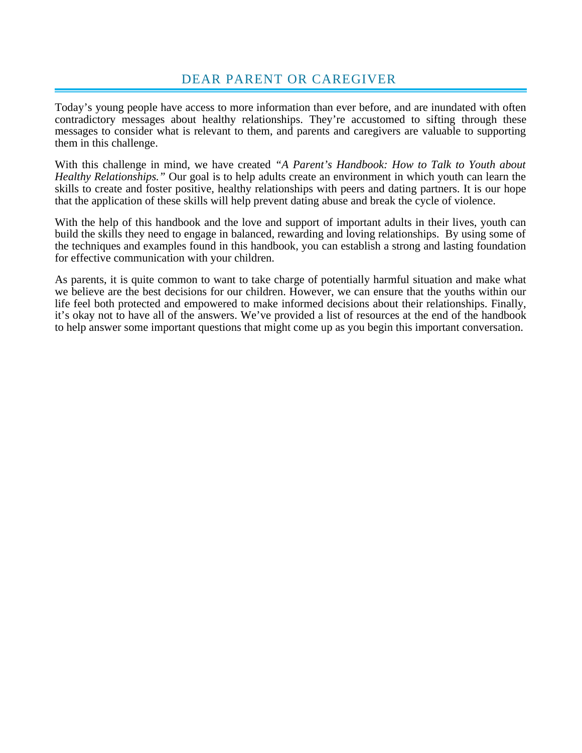# DEAR PARENT OR CAREGIVER

Today's young people have access to more information than ever before, and are inundated with often contradictory messages about healthy relationships. They're accustomed to sifting through these messages to consider what is relevant to them, and parents and caregivers are valuable to supporting them in this challenge.

With this challenge in mind, we have created *"A Parent's Handbook: How to Talk to Youth about Healthy Relationships."* Our goal is to help adults create an environment in which youth can learn the skills to create and foster positive, healthy relationships with peers and dating partners. It is our hope that the application of these skills will help prevent dating abuse and break the cycle of violence.

With the help of this handbook and the love and support of important adults in their lives, youth can build the skills they need to engage in balanced, rewarding and loving relationships. By using some of the techniques and examples found in this handbook, you can establish a strong and lasting foundation for effective communication with your children.

As parents, it is quite common to want to take charge of potentially harmful situation and make what we believe are the best decisions for our children. However, we can ensure that the youths within our life feel both protected and empowered to make informed decisions about their relationships. Finally, it's okay not to have all of the answers. We've provided a list of resources at the end of the handbook to help answer some important questions that might come up as you begin this important conversation.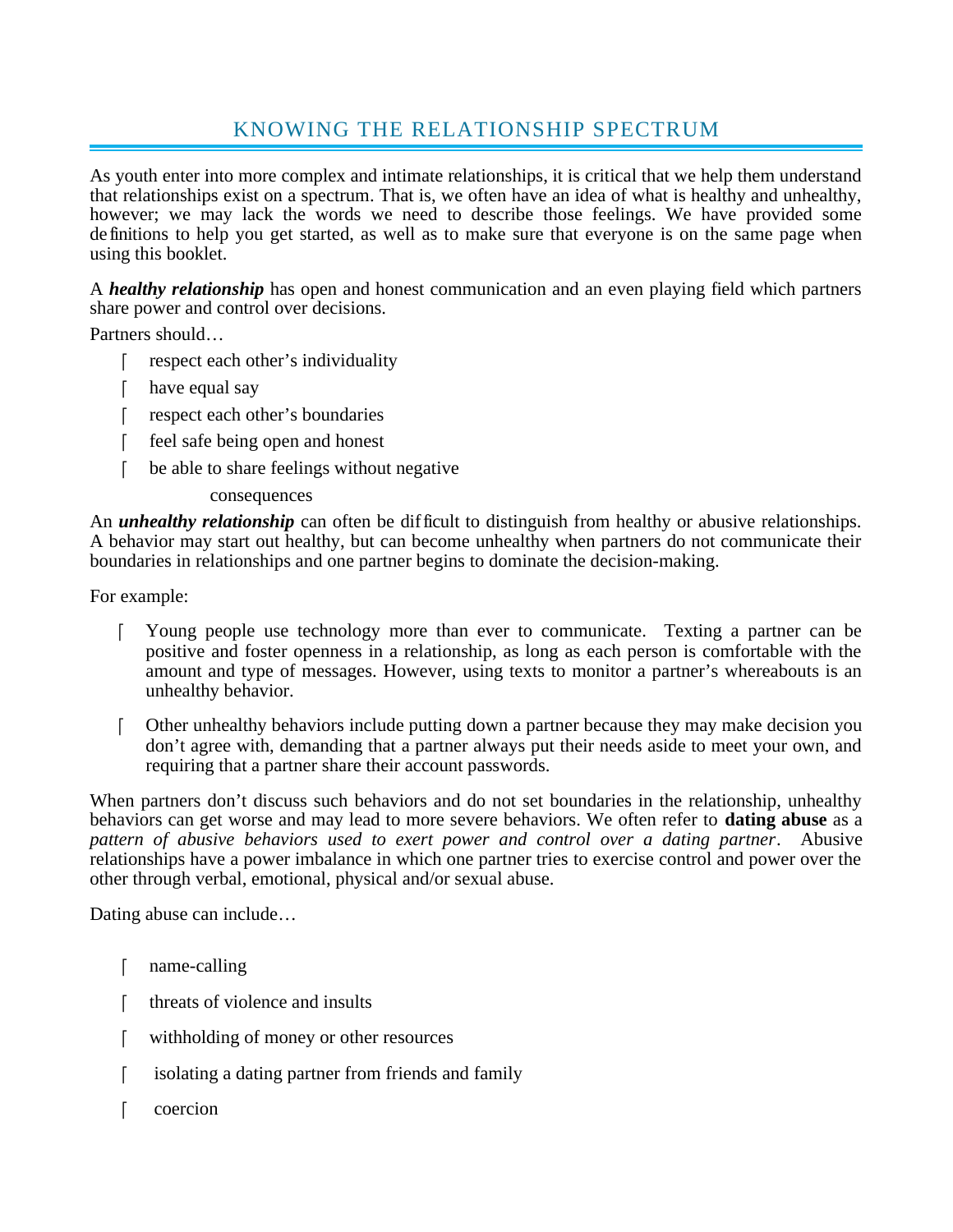# KNOWING THE RELATIONSHIP SPECTRUM

As youth enter into more complex and intimate relationships, it is critical that we help them understand that relationships exist on a spectrum. That is, we often have an idea of what is healthy and unhealthy, however; we may lack the words we need to describe those feelings. We have provided some definitions to help you get started, as well as to make sure that everyone is on the same page when using this booklet.

A ***healthy relationship*** has open and honest communication and an even playing field which partners share power and control over decisions.

Partners should…

- respect each other's individuality
- have equal say
- respect each other's boundaries
- feel safe being open and honest
- be able to share feelings without negative consequences

An ***unhealthy relationship*** can often be difficult to distinguish from healthy or abusive relationships. A behavior may start out healthy, but can become unhealthy when partners do not communicate their boundaries in relationships and one partner begins to dominate the decision-making.

For example:

- Young people use technology more than ever to communicate. Texting a partner can be positive and foster openness in a relationship, as long as each person is comfortable with the amount and type of messages. However, using texts to monitor a partner's whereabouts is an unhealthy behavior.
- Other unhealthy behaviors include putting down a partner because they may make decision you don't agree with, demanding that a partner always put their needs aside to meet your own, and requiring that a partner share their account passwords.

When partners don't discuss such behaviors and do not set boundaries in the relationship, unhealthy behaviors can get worse and may lead to more severe behaviors. We often refer to **dating abuse** as a *pattern of abusive behaviors used to exert power and control over a dating partner*. Abusive relationships have a power imbalance in which one partner tries to exercise control and power over the other through verbal, emotional, physical and/or sexual abuse.

Dating abuse can include…

- name-calling
- threats of violence and insults
- withholding of money or other resources
- isolating a dating partner from friends and family
- coercion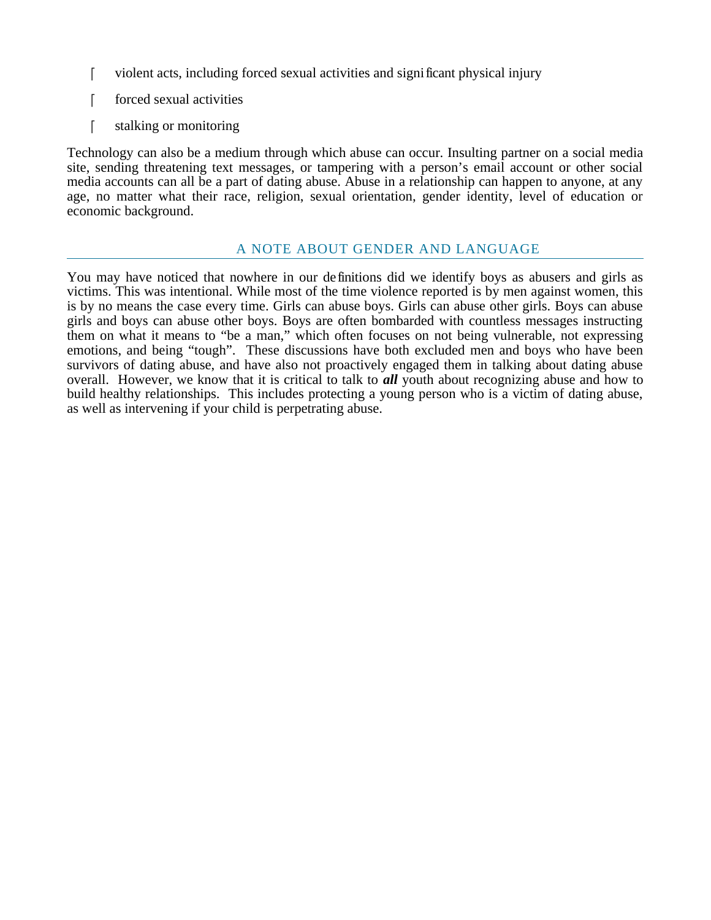- violent acts, including forced sexual activities and significant physical injury
- forced sexual activities
- stalking or monitoring

Technology can also be a medium through which abuse can occur. Insulting partner on a social media site, sending threatening text messages, or tampering with a person's email account or other social media accounts can all be a part of dating abuse. Abuse in a relationship can happen to anyone, at any age, no matter what their race, religion, sexual orientation, gender identity, level of education or economic background.

## A NOTE ABOUT GENDER AND LANGUAGE

You may have noticed that nowhere in our definitions did we identify boys as abusers and girls as victims. This was intentional. While most of the time violence reported is by men against women, this is by no means the case every time. Girls can abuse boys. Girls can abuse other girls. Boys can abuse girls and boys can abuse other boys. Boys are often bombarded with countless messages instructing them on what it means to "be a man," which often focuses on not being vulnerable, not expressing emotions, and being "tough". These discussions have both excluded men and boys who have been survivors of dating abuse, and have also not proactively engaged them in talking about dating abuse overall. However, we know that it is critical to talk to ***all*** youth about recognizing abuse and how to build healthy relationships. This includes protecting a young person who is a victim of dating abuse, as well as intervening if your child is perpetrating abuse.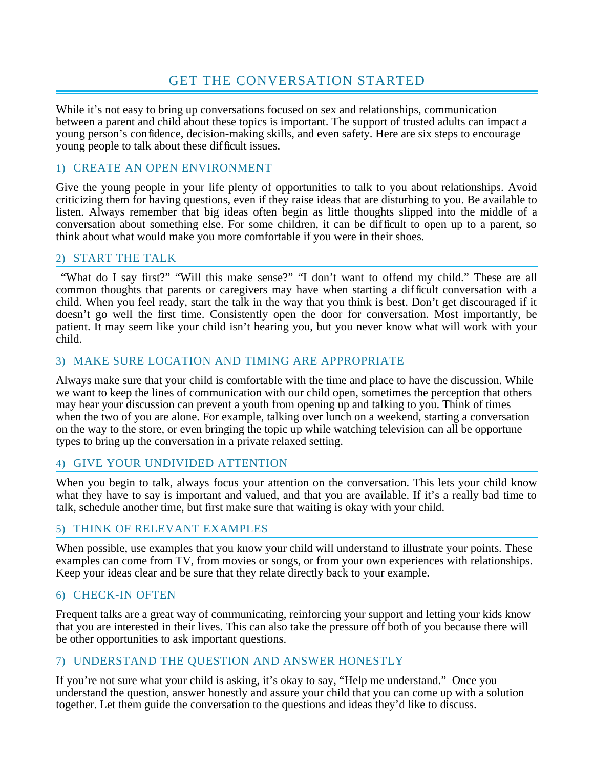# GET THE CONVERSATION STARTED

While it's not easy to bring up conversations focused on sex and relationships, communication between a parent and child about these topics is important. The support of trusted adults can impact a young person's confidence, decision-making skills, and even safety. Here are six steps to encourage young people to talk about these difficult issues.

## 1) CREATE AN OPEN ENVIRONMENT

Give the young people in your life plenty of opportunities to talk to you about relationships. Avoid criticizing them for having questions, even if they raise ideas that are disturbing to you. Be available to listen. Always remember that big ideas often begin as little thoughts slipped into the middle of a conversation about something else. For some children, it can be difficult to open up to a parent, so think about what would make you more comfortable if you were in their shoes.

## 2) START THE TALK

"What do I say first?" "Will this make sense?" "I don't want to offend my child." These are all common thoughts that parents or caregivers may have when starting a difficult conversation with a child. When you feel ready, start the talk in the way that you think is best. Don't get discouraged if it doesn't go well the first time. Consistently open the door for conversation. Most importantly, be patient. It may seem like your child isn't hearing you, but you never know what will work with your child.

## 3) MAKE SURE LOCATION AND TIMING ARE APPROPRIATE

Always make sure that your child is comfortable with the time and place to have the discussion. While we want to keep the lines of communication with our child open, sometimes the perception that others may hear your discussion can prevent a youth from opening up and talking to you. Think of times when the two of you are alone. For example, talking over lunch on a weekend, starting a conversation on the way to the store, or even bringing the topic up while watching television can all be opportune types to bring up the conversation in a private relaxed setting.

## 4) GIVE YOUR UNDIVIDED ATTENTION

When you begin to talk, always focus your attention on the conversation. This lets your child know what they have to say is important and valued, and that you are available. If it's a really bad time to talk, schedule another time, but first make sure that waiting is okay with your child.

## 5) THINK OF RELEVANT EXAMPLES

When possible, use examples that you know your child will understand to illustrate your points. These examples can come from TV, from movies or songs, or from your own experiences with relationships. Keep your ideas clear and be sure that they relate directly back to your example.

## 6) CHECK-IN OFTEN

Frequent talks are a great way of communicating, reinforcing your support and letting your kids know that you are interested in their lives. This can also take the pressure off both of you because there will be other opportunities to ask important questions.

## 7) UNDERSTAND THE QUESTION AND ANSWER HONESTLY

If you're not sure what your child is asking, it's okay to say, "Help me understand." Once you understand the question, answer honestly and assure your child that you can come up with a solution together. Let them guide the conversation to the questions and ideas they'd like to discuss.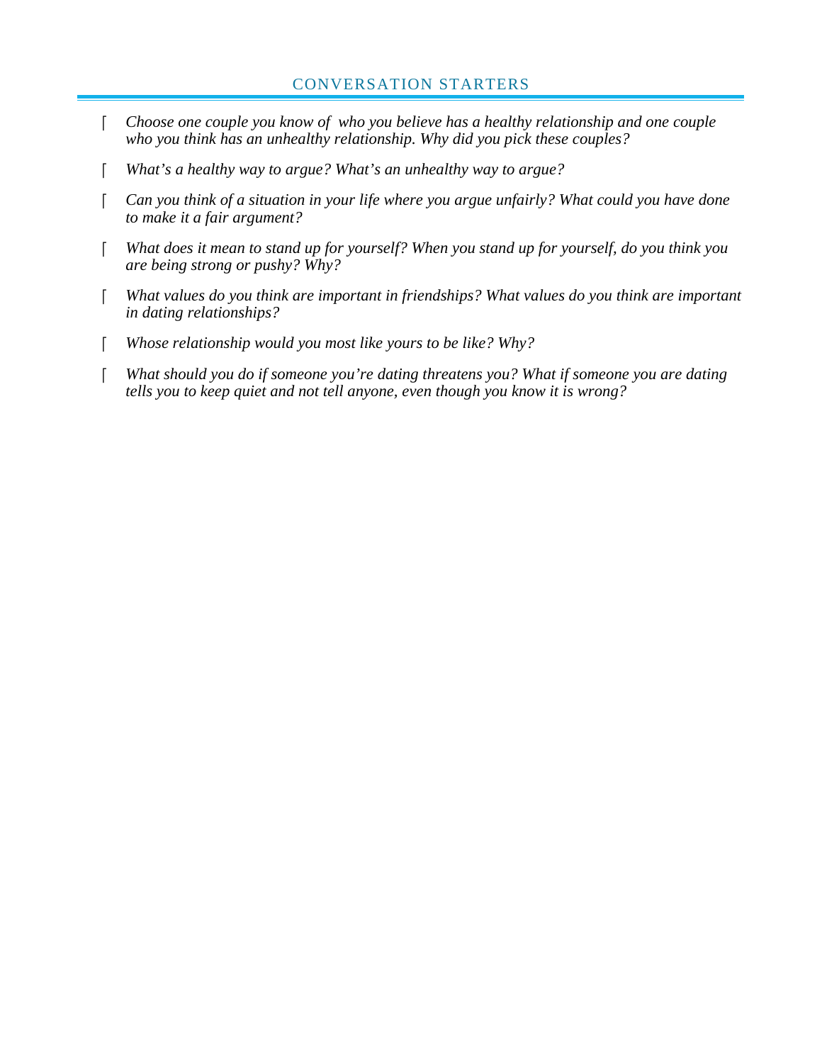## CONVERSATION STARTERS

- *Choose one couple you know of who you believe has a healthy relationship and one couple who you think has an unhealthy relationship. Why did you pick these couples?*
- *What's a healthy way to argue? What's an unhealthy way to argue?*
- *Can you think of a situation in your life where you argue unfairly? What could you have done to make it a fair argument?*
- *What does it mean to stand up for yourself? When you stand up for yourself, do you think you are being strong or pushy? Why?*
- *What values do you think are important in friendships? What values do you think are important in dating relationships?*
- *Whose relationship would you most like yours to be like? Why?*
- *What should you do if someone you're dating threatens you? What if someone you are dating tells you to keep quiet and not tell anyone, even though you know it is wrong?*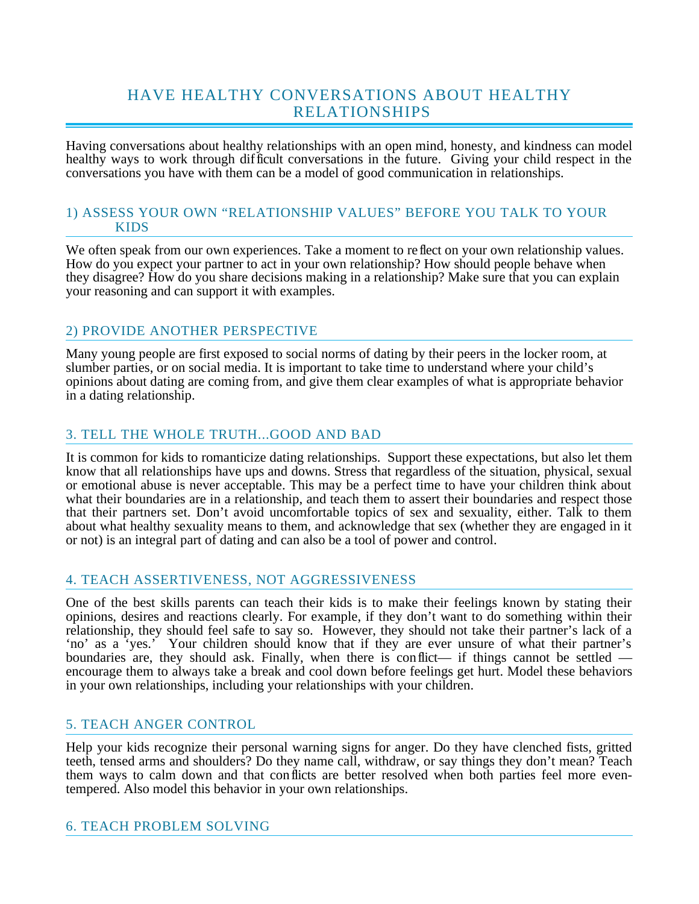# HAVE HEALTHY CONVERSATIONS ABOUT HEALTHY RELATIONSHIPS

Having conversations about healthy relationships with an open mind, honesty, and kindness can model healthy ways to work through difficult conversations in the future. Giving your child respect in the conversations you have with them can be a model of good communication in relationships.

## 1) ASSESS YOUR OWN "RELATIONSHIP VALUES" BEFORE YOU TALK TO YOUR KIDS

We often speak from our own experiences. Take a moment to reflect on your own relationship values. How do you expect your partner to act in your own relationship? How should people behave when they disagree? How do you share decisions making in a relationship? Make sure that you can explain your reasoning and can support it with examples.

## 2) PROVIDE ANOTHER PERSPECTIVE

Many young people are first exposed to social norms of dating by their peers in the locker room, at slumber parties, or on social media. It is important to take time to understand where your child's opinions about dating are coming from, and give them clear examples of what is appropriate behavior in a dating relationship.

## 3. TELL THE WHOLE TRUTH...GOOD AND BAD

It is common for kids to romanticize dating relationships. Support these expectations, but also let them know that all relationships have ups and downs. Stress that regardless of the situation, physical, sexual or emotional abuse is never acceptable. This may be a perfect time to have your children think about what their boundaries are in a relationship, and teach them to assert their boundaries and respect those that their partners set. Don't avoid uncomfortable topics of sex and sexuality, either. Talk to them about what healthy sexuality means to them, and acknowledge that sex (whether they are engaged in it or not) is an integral part of dating and can also be a tool of power and control.

## 4. TEACH ASSERTIVENESS, NOT AGGRESSIVENESS

One of the best skills parents can teach their kids is to make their feelings known by stating their opinions, desires and reactions clearly. For example, if they don't want to do something within their relationship, they should feel safe to say so. However, they should not take their partner's lack of a 'no' as a 'yes.' Your children should know that if they are ever unsure of what their partner's boundaries are, they should ask. Finally, when there is conflict— if things cannot be settled — encourage them to always take a break and cool down before feelings get hurt. Model these behaviors in your own relationships, including your relationships with your children.

## 5. TEACH ANGER CONTROL

Help your kids recognize their personal warning signs for anger. Do they have clenched fists, gritted teeth, tensed arms and shoulders? Do they name call, withdraw, or say things they don't mean? Teach them ways to calm down and that conflicts are better resolved when both parties feel more even-tempered. Also model this behavior in your own relationships.

## 6. TEACH PROBLEM SOLVING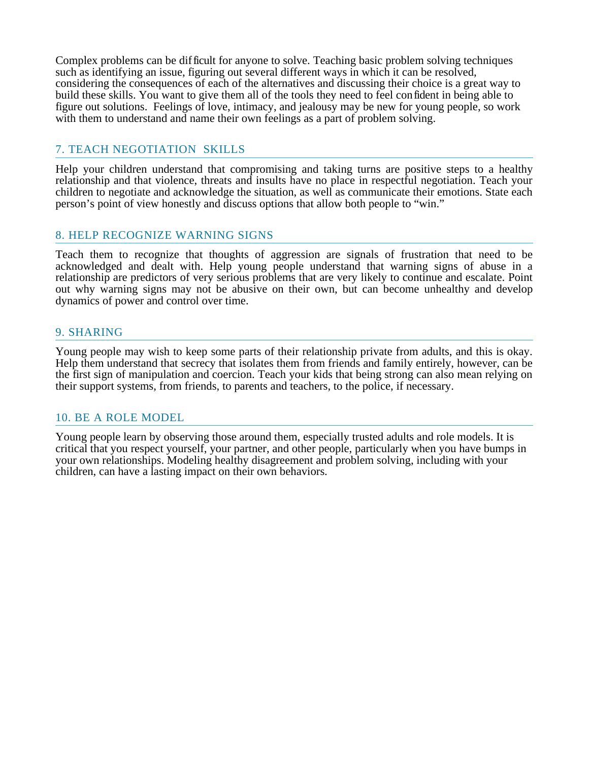Complex problems can be difficult for anyone to solve. Teaching basic problem solving techniques such as identifying an issue, figuring out several different ways in which it can be resolved, considering the consequences of each of the alternatives and discussing their choice is a great way to build these skills. You want to give them all of the tools they need to feel confident in being able to figure out solutions. Feelings of love, intimacy, and jealousy may be new for young people, so work with them to understand and name their own feelings as a part of problem solving.

## 7. TEACH NEGOTIATION SKILLS

Help your children understand that compromising and taking turns are positive steps to a healthy relationship and that violence, threats and insults have no place in respectful negotiation. Teach your children to negotiate and acknowledge the situation, as well as communicate their emotions. State each person's point of view honestly and discuss options that allow both people to "win."

## 8. HELP RECOGNIZE WARNING SIGNS

Teach them to recognize that thoughts of aggression are signals of frustration that need to be acknowledged and dealt with. Help young people understand that warning signs of abuse in a relationship are predictors of very serious problems that are very likely to continue and escalate. Point out why warning signs may not be abusive on their own, but can become unhealthy and develop dynamics of power and control over time.

## 9. SHARING

Young people may wish to keep some parts of their relationship private from adults, and this is okay. Help them understand that secrecy that isolates them from friends and family entirely, however, can be the first sign of manipulation and coercion. Teach your kids that being strong can also mean relying on their support systems, from friends, to parents and teachers, to the police, if necessary.

## 10. BE A ROLE MODEL

Young people learn by observing those around them, especially trusted adults and role models. It is critical that you respect yourself, your partner, and other people, particularly when you have bumps in your own relationships. Modeling healthy disagreement and problem solving, including with your children, can have a lasting impact on their own behaviors.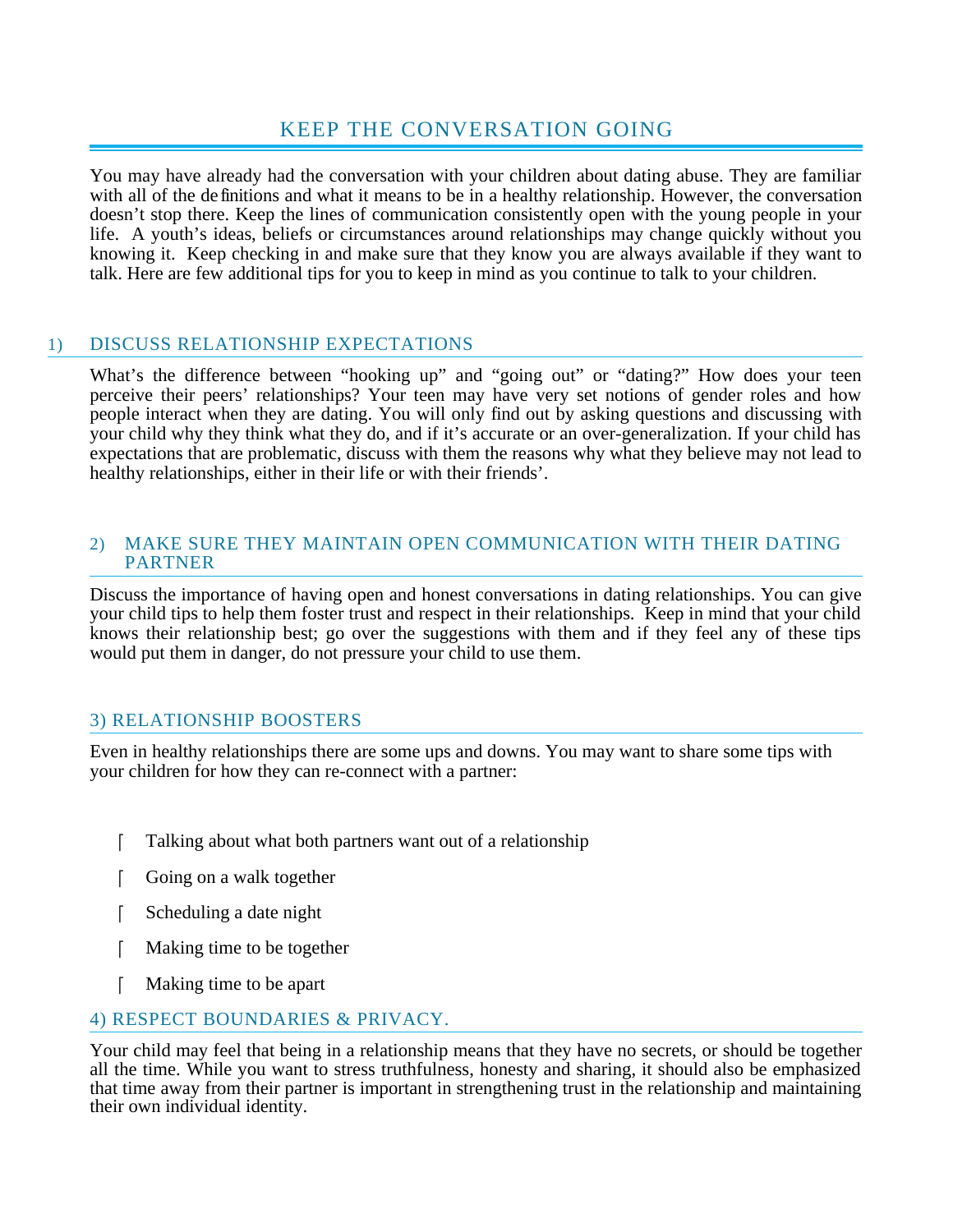# KEEP THE CONVERSATION GOING

You may have already had the conversation with your children about dating abuse. They are familiar with all of the definitions and what it means to be in a healthy relationship. However, the conversation doesn't stop there. Keep the lines of communication consistently open with the young people in your life. A youth's ideas, beliefs or circumstances around relationships may change quickly without you knowing it. Keep checking in and make sure that they know you are always available if they want to talk. Here are few additional tips for you to keep in mind as you continue to talk to your children.

## 1) DISCUSS RELATIONSHIP EXPECTATIONS

What's the difference between "hooking up" and "going out" or "dating?" How does your teen perceive their peers' relationships? Your teen may have very set notions of gender roles and how people interact when they are dating. You will only find out by asking questions and discussing with your child why they think what they do, and if it's accurate or an over-generalization. If your child has expectations that are problematic, discuss with them the reasons why what they believe may not lead to healthy relationships, either in their life or with their friends'.

## 2) MAKE SURE THEY MAINTAIN OPEN COMMUNICATION WITH THEIR DATING PARTNER

Discuss the importance of having open and honest conversations in dating relationships. You can give your child tips to help them foster trust and respect in their relationships. Keep in mind that your child knows their relationship best; go over the suggestions with them and if they feel any of these tips would put them in danger, do not pressure your child to use them.

## 3) RELATIONSHIP BOOSTERS

Even in healthy relationships there are some ups and downs. You may want to share some tips with your children for how they can re-connect with a partner:

- Talking about what both partners want out of a relationship
- Going on a walk together
- Scheduling a date night
- Making time to be together
- Making time to be apart

## 4) RESPECT BOUNDARIES & PRIVACY.

Your child may feel that being in a relationship means that they have no secrets, or should be together all the time. While you want to stress truthfulness, honesty and sharing, it should also be emphasized that time away from their partner is important in strengthening trust in the relationship and maintaining their own individual identity.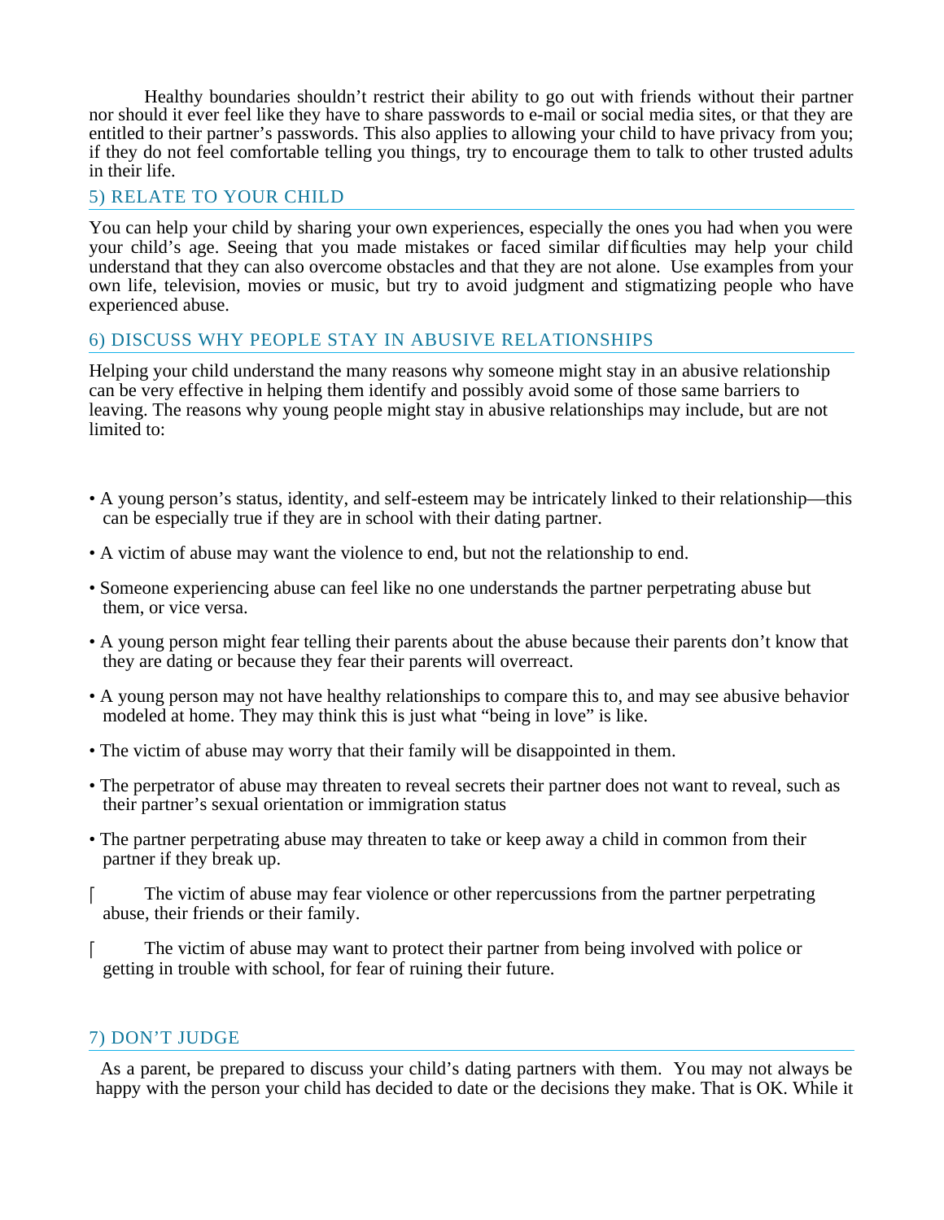Healthy boundaries shouldn't restrict their ability to go out with friends without their partner nor should it ever feel like they have to share passwords to e-mail or social media sites, or that they are entitled to their partner's passwords. This also applies to allowing your child to have privacy from you; if they do not feel comfortable telling you things, try to encourage them to talk to other trusted adults in their life.

## 5) RELATE TO YOUR CHILD

You can help your child by sharing your own experiences, especially the ones you had when you were your child's age. Seeing that you made mistakes or faced similar difficulties may help your child understand that they can also overcome obstacles and that they are not alone. Use examples from your own life, television, movies or music, but try to avoid judgment and stigmatizing people who have experienced abuse.

## 6) DISCUSS WHY PEOPLE STAY IN ABUSIVE RELATIONSHIPS

Helping your child understand the many reasons why someone might stay in an abusive relationship can be very effective in helping them identify and possibly avoid some of those same barriers to leaving. The reasons why young people might stay in abusive relationships may include, but are not limited to:

- A young person's status, identity, and self-esteem may be intricately linked to their relationship—this can be especially true if they are in school with their dating partner.
- A victim of abuse may want the violence to end, but not the relationship to end.
- Someone experiencing abuse can feel like no one understands the partner perpetrating abuse but them, or vice versa.
- A young person might fear telling their parents about the abuse because their parents don't know that they are dating or because they fear their parents will overreact.
- A young person may not have healthy relationships to compare this to, and may see abusive behavior modeled at home. They may think this is just what "being in love" is like.
- The victim of abuse may worry that their family will be disappointed in them.
- The perpetrator of abuse may threaten to reveal secrets their partner does not want to reveal, such as their partner's sexual orientation or immigration status
- The partner perpetrating abuse may threaten to take or keep away a child in common from their partner if they break up.
- The victim of abuse may fear violence or other repercussions from the partner perpetrating abuse, their friends or their family.
- The victim of abuse may want to protect their partner from being involved with police or getting in trouble with school, for fear of ruining their future.

## 7) DON'T JUDGE

As a parent, be prepared to discuss your child's dating partners with them. You may not always be happy with the person your child has decided to date or the decisions they make. That is OK. While it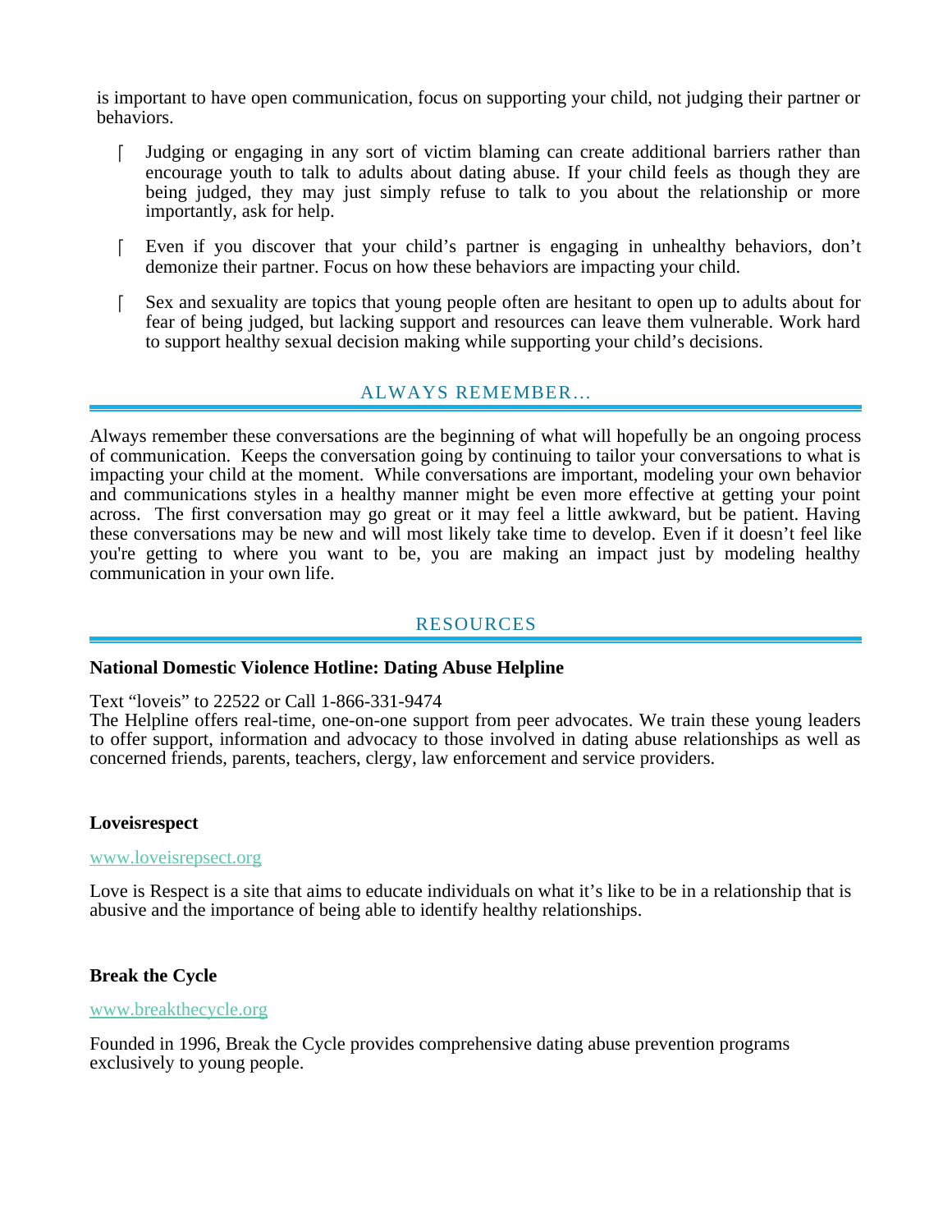is important to have open communication, focus on supporting your child, not judging their partner or behaviors.

- Judging or engaging in any sort of victim blaming can create additional barriers rather than encourage youth to talk to adults about dating abuse. If your child feels as though they are being judged, they may just simply refuse to talk to you about the relationship or more importantly, ask for help.

- Even if you discover that your child's partner is engaging in unhealthy behaviors, don't demonize their partner. Focus on how these behaviors are impacting your child.

- Sex and sexuality are topics that young people often are hesitant to open up to adults about for fear of being judged, but lacking support and resources can leave them vulnerable. Work hard to support healthy sexual decision making while supporting your child's decisions.

## ALWAYS REMEMBER…

Always remember these conversations are the beginning of what will hopefully be an ongoing process of communication. Keeps the conversation going by continuing to tailor your conversations to what is impacting your child at the moment. While conversations are important, modeling your own behavior and communications styles in a healthy manner might be even more effective at getting your point across. The first conversation may go great or it may feel a little awkward, but be patient. Having these conversations may be new and will most likely take time to develop. Even if it doesn't feel like you're getting to where you want to be, you are making an impact just by modeling healthy communication in your own life.

## RESOURCES

**National Domestic Violence Hotline: Dating Abuse Helpline**

Text "loveis" to 22522 or Call 1-866-331-9474
The Helpline offers real-time, one-on-one support from peer advocates. We train these young leaders to offer support, information and advocacy to those involved in dating abuse relationships as well as concerned friends, parents, teachers, clergy, law enforcement and service providers.

**Loveisrespect**

www.loveisrepsect.org

Love is Respect is a site that aims to educate individuals on what it's like to be in a relationship that is abusive and the importance of being able to identify healthy relationships.

**Break the Cycle**

www.breakthecycle.org

Founded in 1996, Break the Cycle provides comprehensive dating abuse prevention programs exclusively to young people.